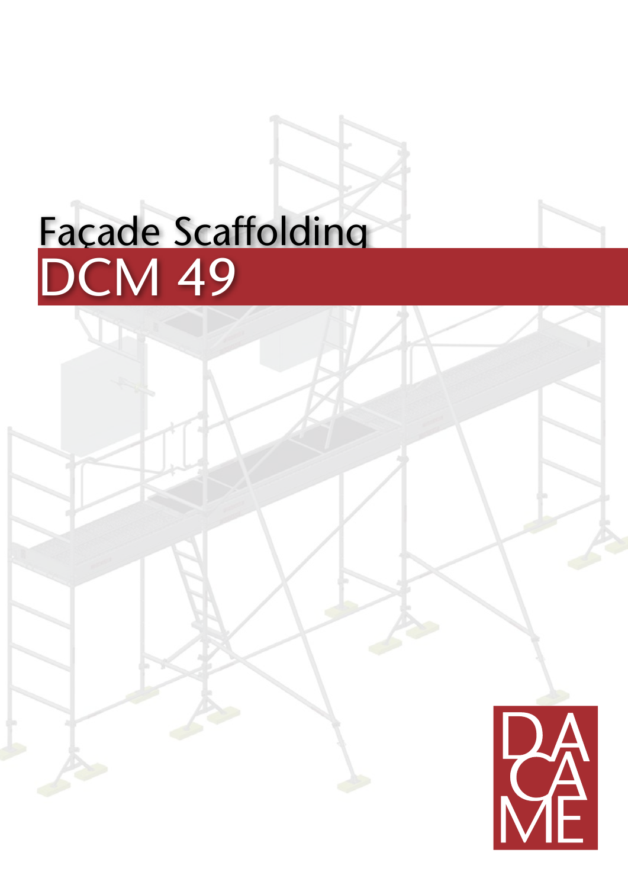# Façade Scaffolding

# DCM 49

DA
CA
ME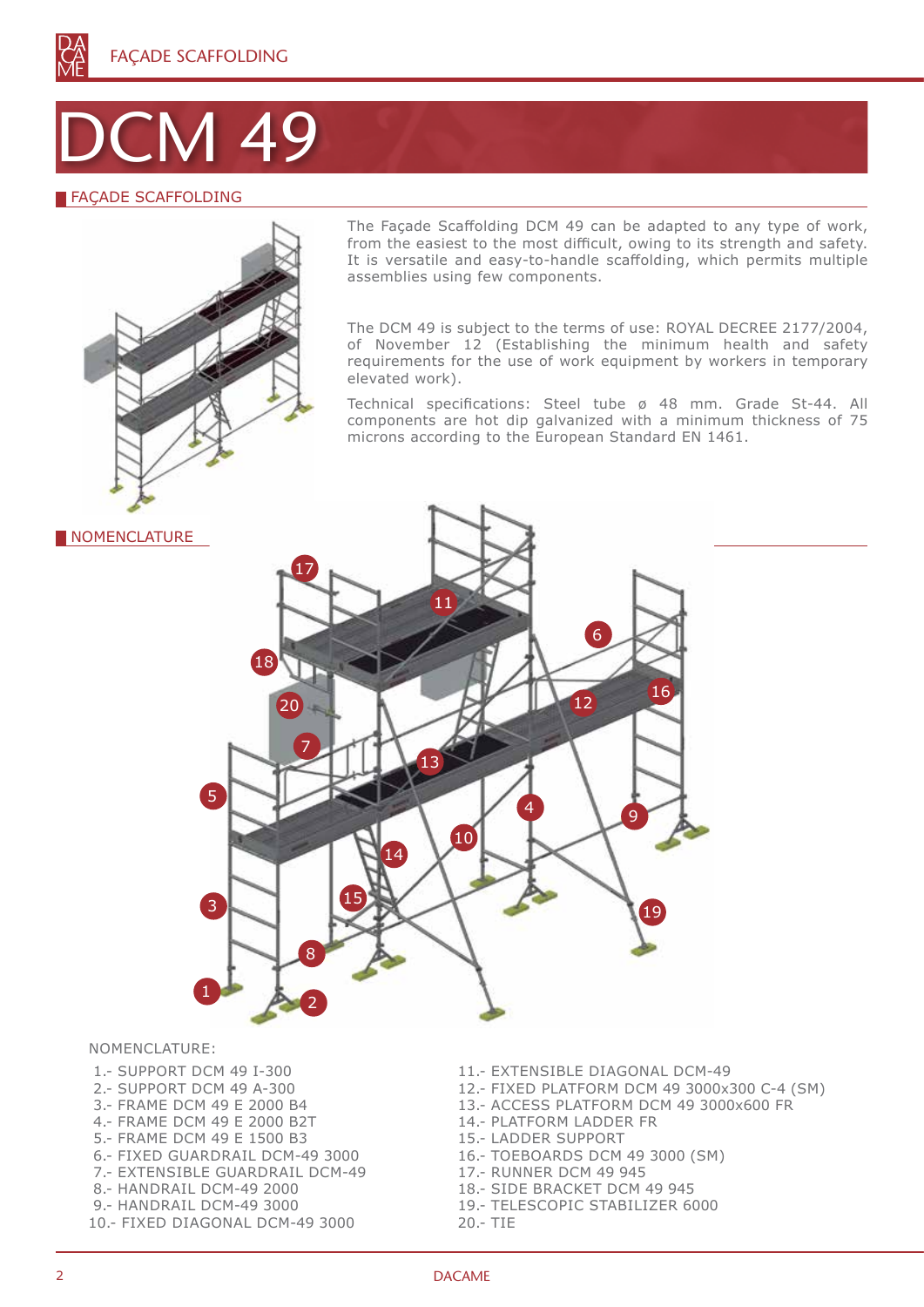# DCM 49

## FAÇADE SCAFFOLDING

The Façade Scaffolding DCM 49 can be adapted to any type of work, from the easiest to the most difficult, owing to its strength and safety. It is versatile and easy-to-handle scaffolding, which permits multiple assemblies using few components.

The DCM 49 is subject to the terms of use: ROYAL DECREE 2177/2004, of November 12 (Establishing the minimum health and safety requirements for the use of work equipment by workers in temporary elevated work).

Technical specifications: Steel tube ø 48 mm. Grade St-44. All components are hot dip galvanized with a minimum thickness of 75 microns according to the European Standard EN 1461.

## NOMENCLATURE

NOMENCLATURE:

1.- SUPPORT DCM 49 I-300
2.- SUPPORT DCM 49 A-300
3.- FRAME DCM 49 E 2000 B4
4.- FRAME DCM 49 E 2000 B2T
5.- FRAME DCM 49 E 1500 B3
6.- FIXED GUARDRAIL DCM-49 3000
7.- EXTENSIBLE GUARDRAIL DCM-49
8.- HANDRAIL DCM-49 2000
9.- HANDRAIL DCM-49 3000
10.- FIXED DIAGONAL DCM-49 3000
11.- EXTENSIBLE DIAGONAL DCM-49
12.- FIXED PLATFORM DCM 49 3000x300 C-4 (SM)
13.- ACCESS PLATFORM DCM 49 3000x600 FR
14.- PLATFORM LADDER FR
15.- LADDER SUPPORT
16.- TOEBOARDS DCM 49 3000 (SM)
17.- RUNNER DCM 49 945
18.- SIDE BRACKET DCM 49 945
19.- TELESCOPIC STABILIZER 6000
20.- TIE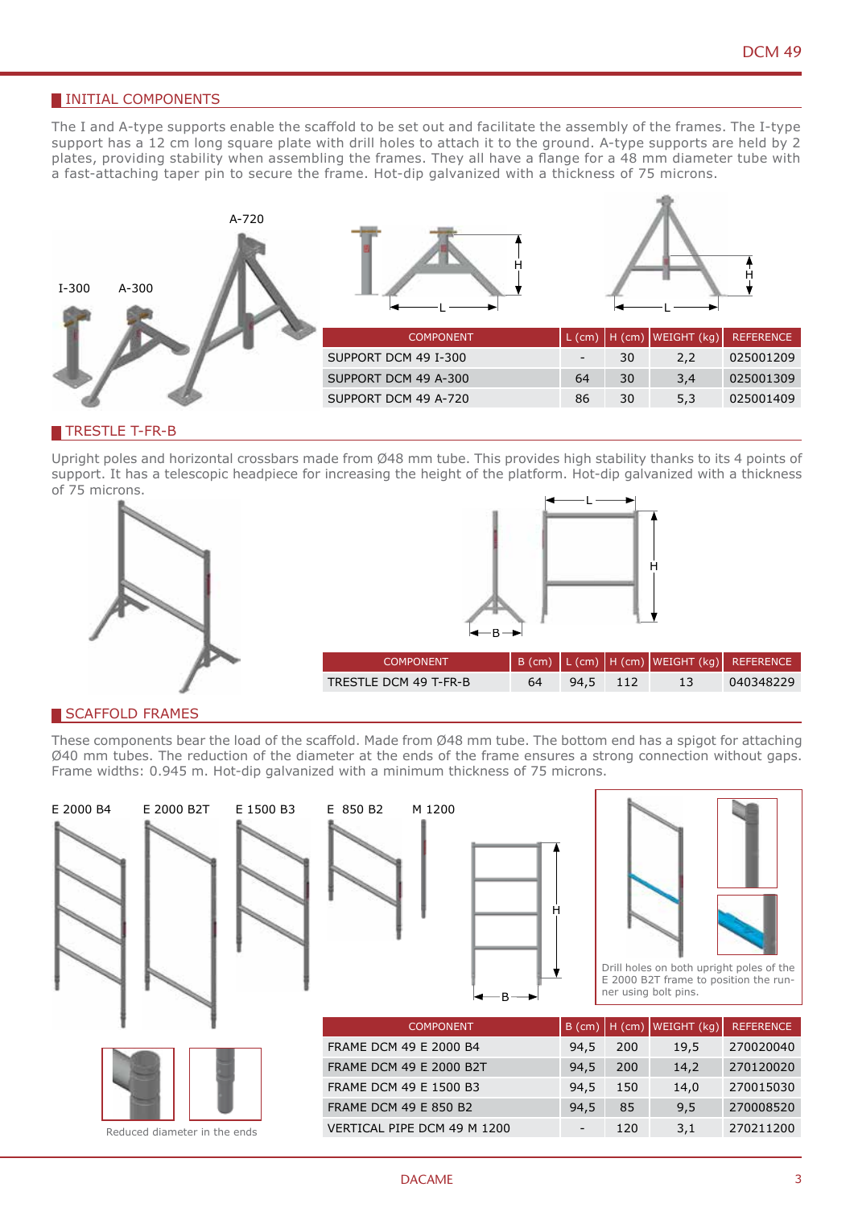## INITIAL COMPONENTS

The I and A-type supports enable the scaffold to be set out and facilitate the assembly of the frames. The I-type support has a 12 cm long square plate with drill holes to attach it to the ground. A-type supports are held by 2 plates, providing stability when assembling the frames. They all have a flange for a 48 mm diameter tube with a fast-attaching taper pin to secure the frame. Hot-dip galvanized with a thickness of 75 microns.

I-300 A-300 A-720

| COMPONENT | L (cm) | H (cm) | WEIGHT (kg) | REFERENCE |
|---|---|---|---|---|
| SUPPORT DCM 49 I-300 | - | 30 | 2,2 | 025001209 |
| SUPPORT DCM 49 A-300 | 64 | 30 | 3,4 | 025001309 |
| SUPPORT DCM 49 A-720 | 86 | 30 | 5,3 | 025001409 |

## TRESTLE T-FR-B

Upright poles and horizontal crossbars made from Ø48 mm tube. This provides high stability thanks to its 4 points of support. It has a telescopic headpiece for increasing the height of the platform. Hot-dip galvanized with a thickness of 75 microns.

| COMPONENT | B (cm) | L (cm) | H (cm) | WEIGHT (kg) | REFERENCE |
|---|---|---|---|---|---|
| TRESTLE DCM 49 T-FR-B | 64 | 94,5 | 112 | 13 | 040348229 |

## SCAFFOLD FRAMES

These components bear the load of the scaffold. Made from Ø48 mm tube. The bottom end has a spigot for attaching Ø40 mm tubes. The reduction of the diameter at the ends of the frame ensures a strong connection without gaps. Frame widths: 0.945 m. Hot-dip galvanized with a minimum thickness of 75 microns.

E 2000 B4 E 2000 B2T E 1500 B3 E 850 B2 M 1200

Reduced diameter in the ends

Drill holes on both upright poles of the E 2000 B2T frame to position the runner using bolt pins.

| COMPONENT | B (cm) | H (cm) | WEIGHT (kg) | REFERENCE |
|---|---|---|---|---|
| FRAME DCM 49 E 2000 B4 | 94,5 | 200 | 19,5 | 270020040 |
| FRAME DCM 49 E 2000 B2T | 94,5 | 200 | 14,2 | 270120020 |
| FRAME DCM 49 E 1500 B3 | 94,5 | 150 | 14,0 | 270015030 |
| FRAME DCM 49 E 850 B2 | 94,5 | 85 | 9,5 | 270008520 |
| VERTICAL PIPE DCM 49 M 1200 | - | 120 | 3,1 | 270211200 |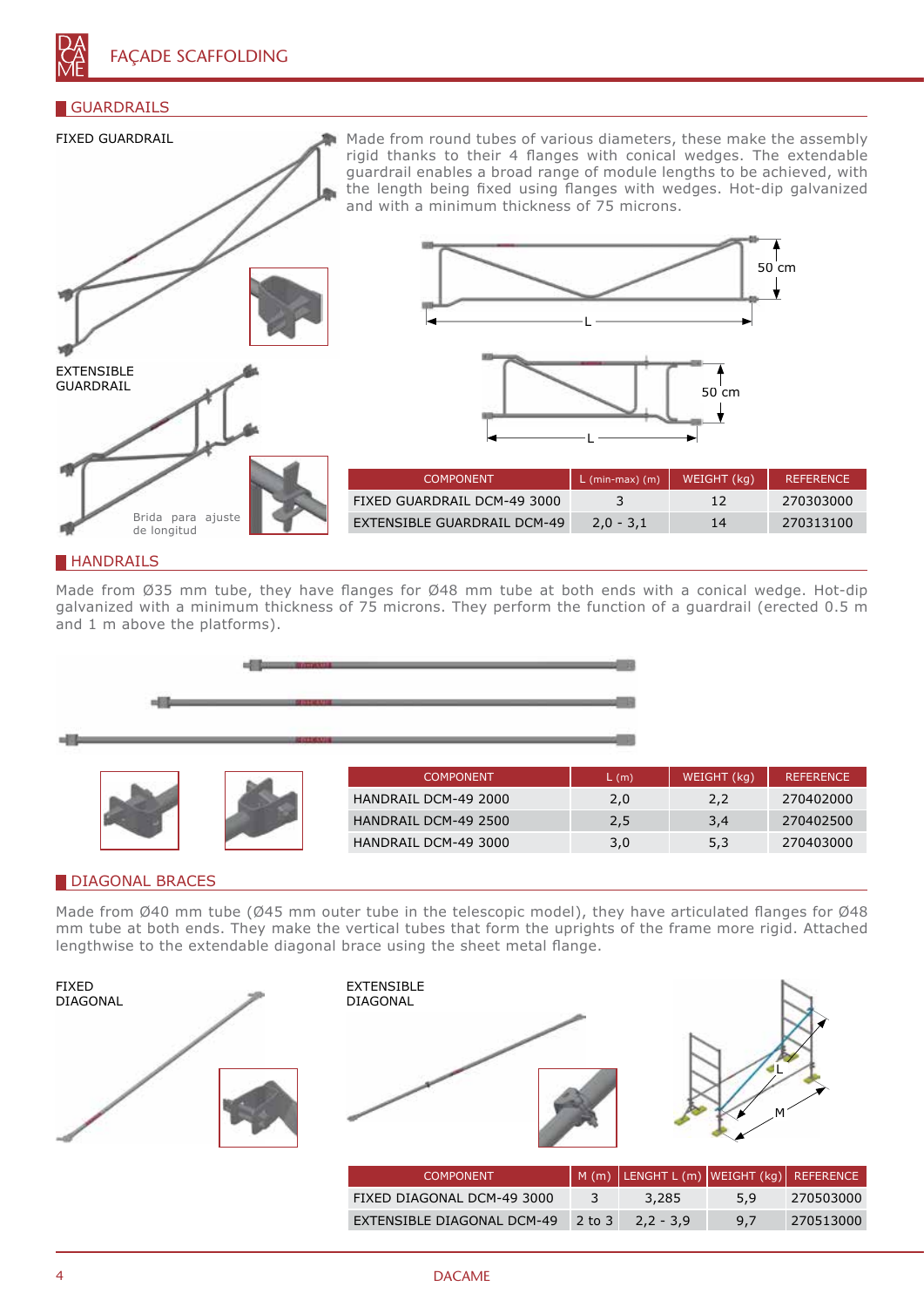# FAÇADE SCAFFOLDING

## GUARDRAILS

FIXED GUARDRAIL

Made from round tubes of various diameters, these make the assembly rigid thanks to their 4 flanges with conical wedges. The extendable guardrail enables a broad range of module lengths to be achieved, with the length being fixed using flanges with wedges. Hot-dip galvanized and with a minimum thickness of 75 microns.

EXTENSIBLE GUARDRAIL

Brida para ajuste de longitud

50 cm

L

| COMPONENT | L (min-max) (m) | WEIGHT (kg) | REFERENCE |
|---|---|---|---|
| FIXED GUARDRAIL DCM-49 3000 | 3 | 12 | 270303000 |
| EXTENSIBLE GUARDRAIL DCM-49 | 2,0 - 3,1 | 14 | 270313100 |

## HANDRAILS

Made from Ø35 mm tube, they have flanges for Ø48 mm tube at both ends with a conical wedge. Hot-dip galvanized with a minimum thickness of 75 microns. They perform the function of a guardrail (erected 0.5 m and 1 m above the platforms).

| COMPONENT | L (m) | WEIGHT (kg) | REFERENCE |
|---|---|---|---|
| HANDRAIL DCM-49 2000 | 2,0 | 2,2 | 270402000 |
| HANDRAIL DCM-49 2500 | 2,5 | 3,4 | 270402500 |
| HANDRAIL DCM-49 3000 | 3,0 | 5,3 | 270403000 |

## DIAGONAL BRACES

Made from Ø40 mm tube (Ø45 mm outer tube in the telescopic model), they have articulated flanges for Ø48 mm tube at both ends. They make the vertical tubes that form the uprights of the frame more rigid. Attached lengthwise to the extendable diagonal brace using the sheet metal flange.

FIXED DIAGONAL

EXTENSIBLE DIAGONAL

L

M

| COMPONENT | M (m) | LENGTH L (m) | WEIGHT (kg) | REFERENCE |
|---|---|---|---|---|
| FIXED DIAGONAL DCM-49 3000 | 3 | 3,285 | 5,9 | 270503000 |
| EXTENSIBLE DIAGONAL DCM-49 | 2 to 3 | 2,2 - 3,9 | 9,7 | 270513000 |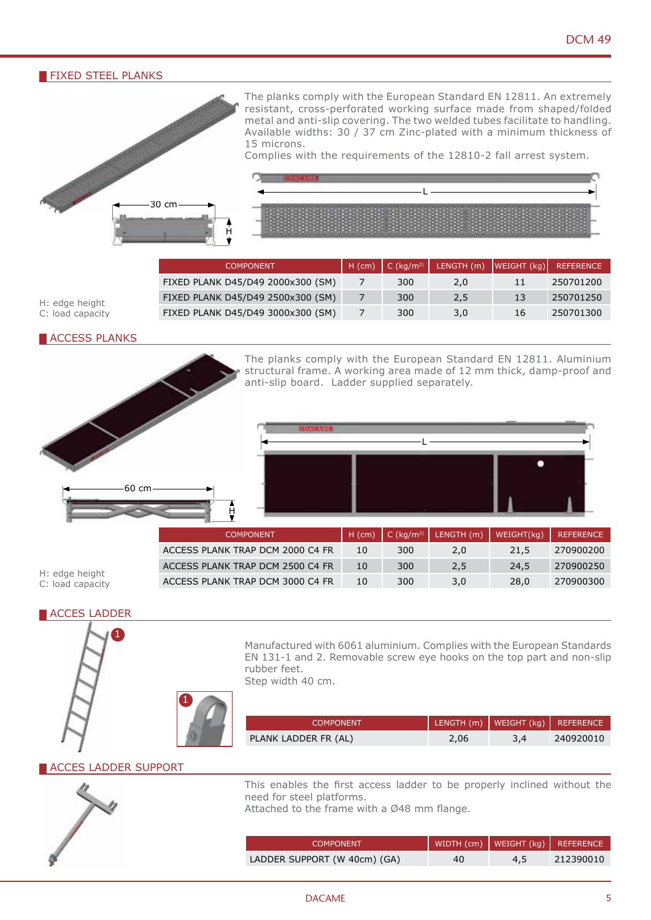## FIXED STEEL PLANKS

The planks comply with the European Standard EN 12811. An extremely resistant, cross-perforated working surface made from shaped/folded metal and anti-slip covering. The two welded tubes facilitate to handling. Available widths: 30 / 37 cm Zinc-plated with a minimum thickness of 15 microns.
Complies with the requirements of the 12810-2 fall arrest system.

| COMPONENT | H (cm) | C (kg/m²) | LENGTH (m) | WEIGHT (kg) | REFERENCE |
|---|---|---|---|---|---|
| FIXED PLANK D45/D49 2000x300 (SM) | 7 | 300 | 2,0 | 11 | 250701200 |
| FIXED PLANK D45/D49 2500x300 (SM) | 7 | 300 | 2,5 | 13 | 250701250 |
| FIXED PLANK D45/D49 3000x300 (SM) | 7 | 300 | 3,0 | 16 | 250701300 |

H: edge height
C: load capacity

## ACCESS PLANKS

The planks comply with the European Standard EN 12811. Aluminium structural frame. A working area made of 12 mm thick, damp-proof and anti-slip board. Ladder supplied separately.

| COMPONENT | H (cm) | C (kg/m²) | LENGTH (m) | WEIGHT(kg) | REFERENCE |
|---|---|---|---|---|---|
| ACCESS PLANK TRAP DCM 2000 C4 FR | 10 | 300 | 2,0 | 21,5 | 270900200 |
| ACCESS PLANK TRAP DCM 2500 C4 FR | 10 | 300 | 2,5 | 24,5 | 270900250 |
| ACCESS PLANK TRAP DCM 3000 C4 FR | 10 | 300 | 3,0 | 28,0 | 270900300 |

H: edge height
C: load capacity

## ACCES LADDER

Manufactured with 6061 aluminium. Complies with the European Standards EN 131-1 and 2. Removable screw eye hooks on the top part and non-slip rubber feet.
Step width 40 cm.

| COMPONENT | LENGTH (m) | WEIGHT (kg) | REFERENCE |
|---|---|---|---|
| PLANK LADDER FR (AL) | 2,06 | 3,4 | 240920010 |

## ACCES LADDER SUPPORT

This enables the first access ladder to be properly inclined without the need for steel platforms.
Attached to the frame with a Ø48 mm flange.

| COMPONENT | WIDTH (cm) | WEIGHT (kg) | REFERENCE |
|---|---|---|---|
| LADDER SUPPORT (W 40cm) (GA) | 40 | 4,5 | 212390010 |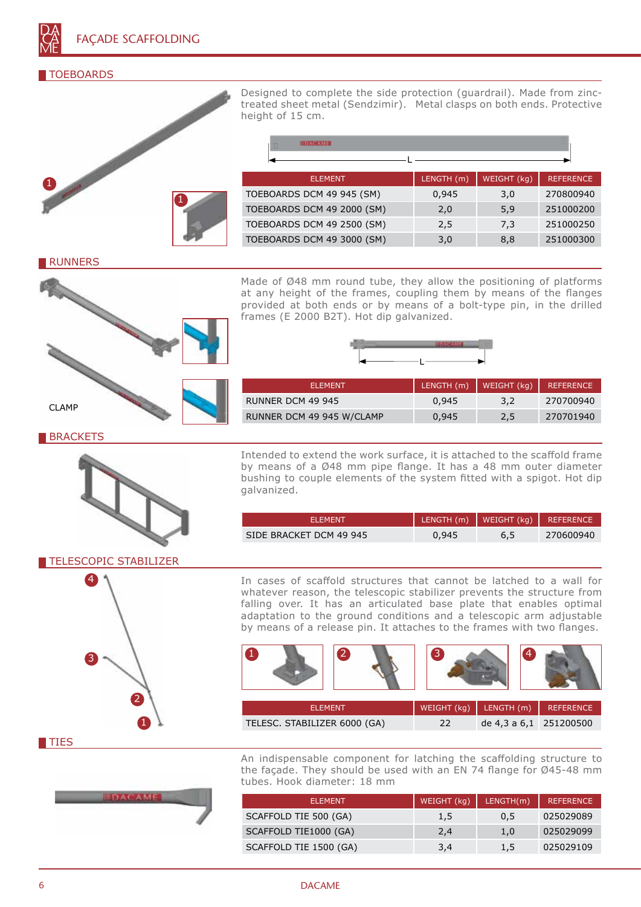# FAÇADE SCAFFOLDING

## TOEBOARDS

Designed to complete the side protection (guardrail). Made from zinc-treated sheet metal (Sendzimir). Metal clasps on both ends. Protective height of 15 cm.

| ELEMENT | LENGTH (m) | WEIGHT (kg) | REFERENCE |
|---|---|---|---|
| TOEBOARDS DCM 49 945 (SM) | 0,945 | 3,0 | 270800940 |
| TOEBOARDS DCM 49 2000 (SM) | 2,0 | 5,9 | 251000200 |
| TOEBOARDS DCM 49 2500 (SM) | 2,5 | 7,3 | 251000250 |
| TOEBOARDS DCM 49 3000 (SM) | 3,0 | 8,8 | 251000300 |

## RUNNERS

CLAMP

Made of Ø48 mm round tube, they allow the positioning of platforms at any height of the frames, coupling them by means of the flanges provided at both ends or by means of a bolt-type pin, in the drilled frames (E 2000 B2T). Hot dip galvanized.

| ELEMENT | LENGTH (m) | WEIGHT (kg) | REFERENCE |
|---|---|---|---|
| RUNNER DCM 49 945 | 0,945 | 3,2 | 270700940 |
| RUNNER DCM 49 945 W/CLAMP | 0,945 | 2,5 | 270701940 |

## BRACKETS

Intended to extend the work surface, it is attached to the scaffold frame by means of a Ø48 mm pipe flange. It has a 48 mm outer diameter bushing to couple elements of the system fitted with a spigot. Hot dip galvanized.

| ELEMENT | LENGTH (m) | WEIGHT (kg) | REFERENCE |
|---|---|---|---|
| SIDE BRACKET DCM 49 945 | 0,945 | 6,5 | 270600940 |

## TELESCOPIC STABILIZER

In cases of scaffold structures that cannot be latched to a wall for whatever reason, the telescopic stabilizer prevents the structure from falling over. It has an articulated base plate that enables optimal adaptation to the ground conditions and a telescopic arm adjustable by means of a release pin. It attaches to the frames with two flanges.

| ELEMENT | WEIGHT (kg) | LENGTH (m) | REFERENCE |
|---|---|---|---|
| TELESC. STABILIZER 6000 (GA) | 22 | de 4,3 a 6,1 | 251200500 |

## TIES

An indispensable component for latching the scaffolding structure to the façade. They should be used with an EN 74 flange for Ø45-48 mm tubes. Hook diameter: 18 mm

| ELEMENT | WEIGHT (kg) | LENGTH(m) | REFERENCE |
|---|---|---|---|
| SCAFFOLD TIE 500 (GA) | 1,5 | 0,5 | 025029089 |
| SCAFFOLD TIE1000 (GA) | 2,4 | 1,0 | 025029099 |
| SCAFFOLD TIE 1500 (GA) | 3,4 | 1,5 | 025029109 |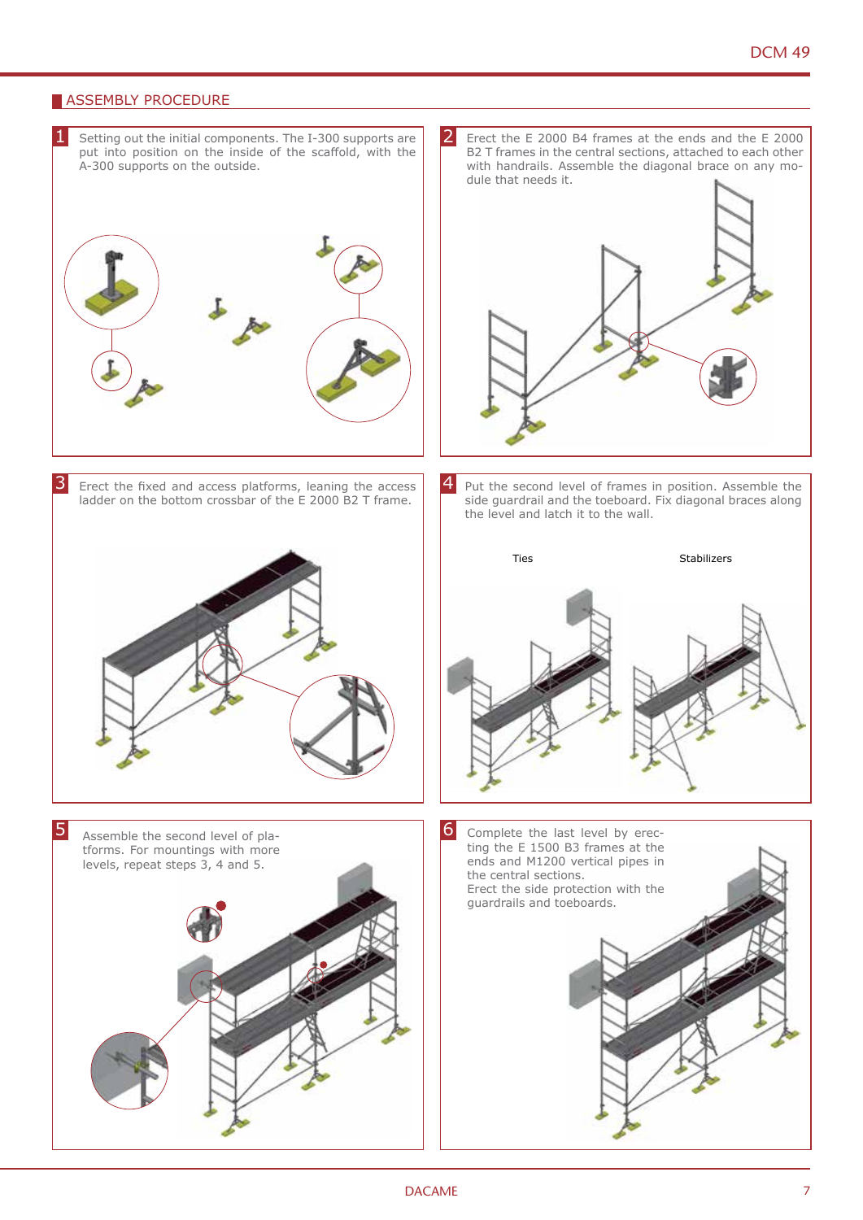## ASSEMBLY PROCEDURE

**1** Setting out the initial components. The I-300 supports are put into position on the inside of the scaffold, with the A-300 supports on the outside.

**2** Erect the E 2000 B4 frames at the ends and the E 2000 B2 T frames in the central sections, attached to each other with handrails. Assemble the diagonal brace on any module that needs it.

**3** Erect the fixed and access platforms, leaning the access ladder on the bottom crossbar of the E 2000 B2 T frame.

**4** Put the second level of frames in position. Assemble the side guardrail and the toeboard. Fix diagonal braces along the level and latch it to the wall.

Ties

Stabilizers

**5** Assemble the second level of platforms. For mountings with more levels, repeat steps 3, 4 and 5.

**6** Complete the last level by erecting the E 1500 B3 frames at the ends and M1200 vertical pipes in the central sections. Erect the side protection with the guardrails and toeboards.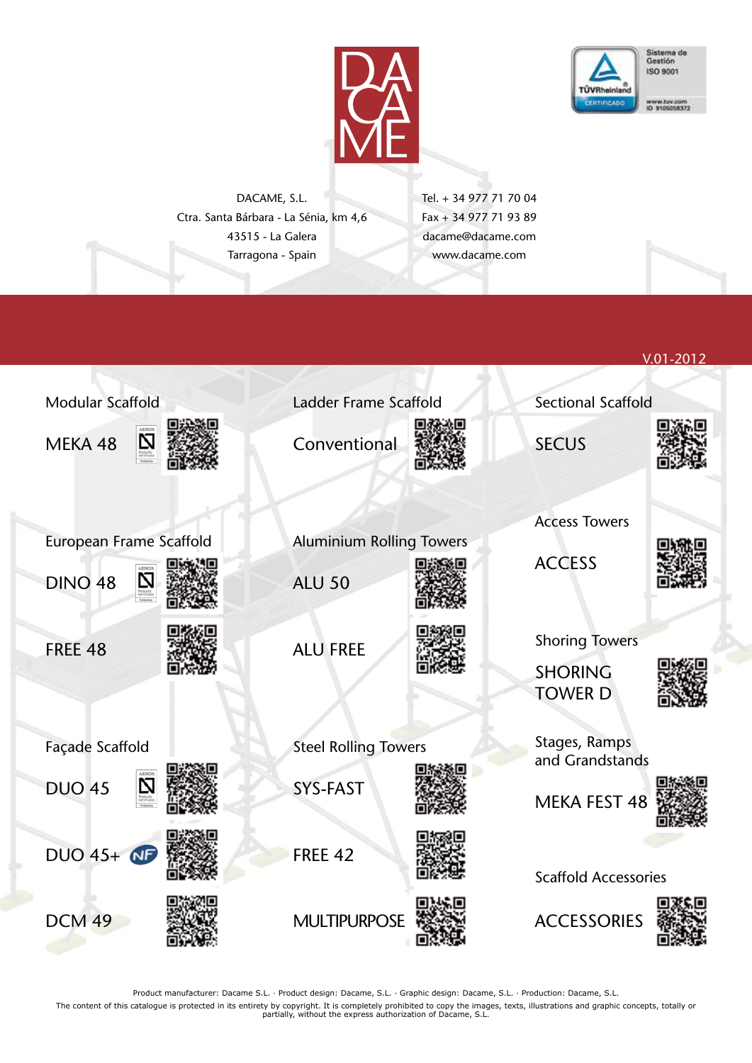DACAME, S.L.
Ctra. Santa Bárbara - La Sénia, km 4,6
43515 - La Galera
Tarragona - Spain

Tel. + 34 977 71 70 04
Fax + 34 977 71 93 89
dacame@dacame.com
www.dacame.com

Sistema de Gestión ISO 9001
TÜVRheinland CERTIFICADO
www.tuv.com ID 9105058372

V.01-2012

## Modular Scaffold

MEKA 48

## European Frame Scaffold

DINO 48

FREE 48

## Façade Scaffold

DUO 45

DUO 45+

DCM 49

## Ladder Frame Scaffold

Conventional

## Aluminium Rolling Towers

ALU 50

ALU FREE

## Steel Rolling Towers

SYS-FAST

FREE 42

MULTIPURPOSE

## Sectional Scaffold

SECUS

## Access Towers

ACCESS

## Shoring Towers

SHORING TOWER D

## Stages, Ramps and Grandstands

MEKA FEST 48

## Scaffold Accessories

ACCESSORIES

Product manufacturer: Dacame S.L. · Product design: Dacame, S.L. · Graphic design: Dacame, S.L. · Production: Dacame, S.L.
The content of this catalogue is protected in its entirety by copyright. It is completely prohibited to copy the images, texts, illustrations and graphic concepts, totally or partially, without the express authorization of Dacame, S.L.